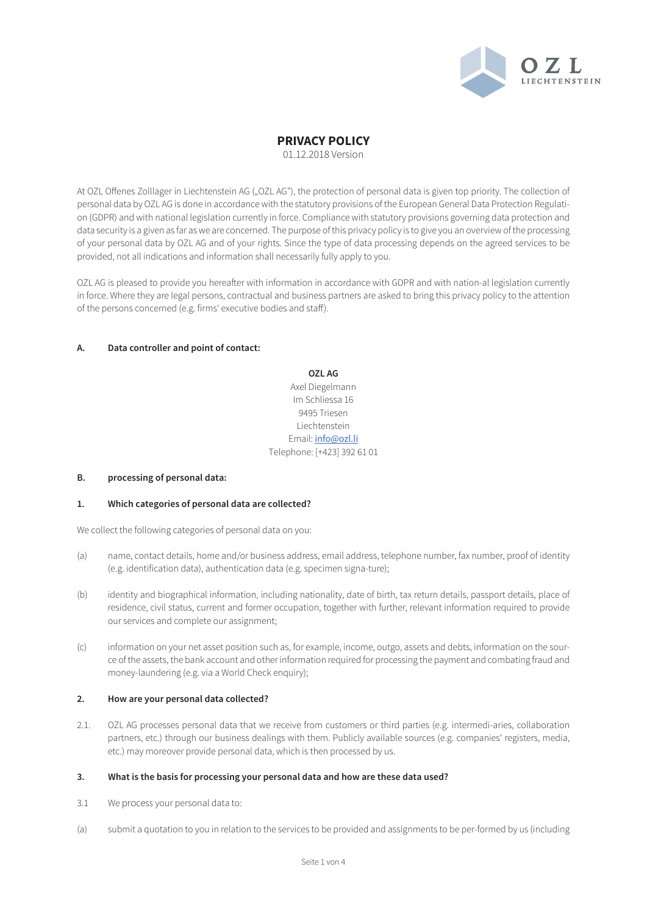# PRIVACY POLICY

01.12.2018 Version

At OZL Offenes Zolllager in Liechtenstein AG („OZL AG"), the protection of personal data is given top priority. The collection of personal data by OZL AG is done in accordance with the statutory provisions of the European General Data Protection Regulation (GDPR) and with national legislation currently in force. Compliance with statutory provisions governing data protection and data security is a given as far as we are concerned. The purpose of this privacy policy is to give you an overview of the processing of your personal data by OZL AG and of your rights. Since the type of data processing depends on the agreed services to be provided, not all indications and information shall necessarily fully apply to you.

OZL AG is pleased to provide you hereafter with information in accordance with GDPR and with nation-al legislation currently in force. Where they are legal persons, contractual and business partners are asked to bring this privacy policy to the attention of the persons concerned (e.g. firms' executive bodies and staff).

## A. Data controller and point of contact:

**OZL AG**
Axel Diegelmann
Im Schliessa 16
9495 Triesen
Liechtenstein
Email: info@ozl.li
Telephone: [+423] 392 61 01

## B. processing of personal data:

### 1. Which categories of personal data are collected?

We collect the following categories of personal data on you:

(a) name, contact details, home and/or business address, email address, telephone number, fax number, proof of identity (e.g. identification data), authentication data (e.g. specimen signa-ture);

(b) identity and biographical information, including nationality, date of birth, tax return details, passport details, place of residence, civil status, current and former occupation, together with further, relevant information required to provide our services and complete our assignment;

(c) information on your net asset position such as, for example, income, outgo, assets and debts, information on the source of the assets, the bank account and other information required for processing the payment and combating fraud and money-laundering (e.g. via a World Check enquiry);

### 2. How are your personal data collected?

2.1. OZL AG processes personal data that we receive from customers or third parties (e.g. intermedi-aries, collaboration partners, etc.) through our business dealings with them. Publicly available sources (e.g. companies' registers, media, etc.) may moreover provide personal data, which is then processed by us.

### 3. What is the basis for processing your personal data and how are these data used?

3.1 We process your personal data to:

(a) submit a quotation to you in relation to the services to be provided and assignments to be per-formed by us (including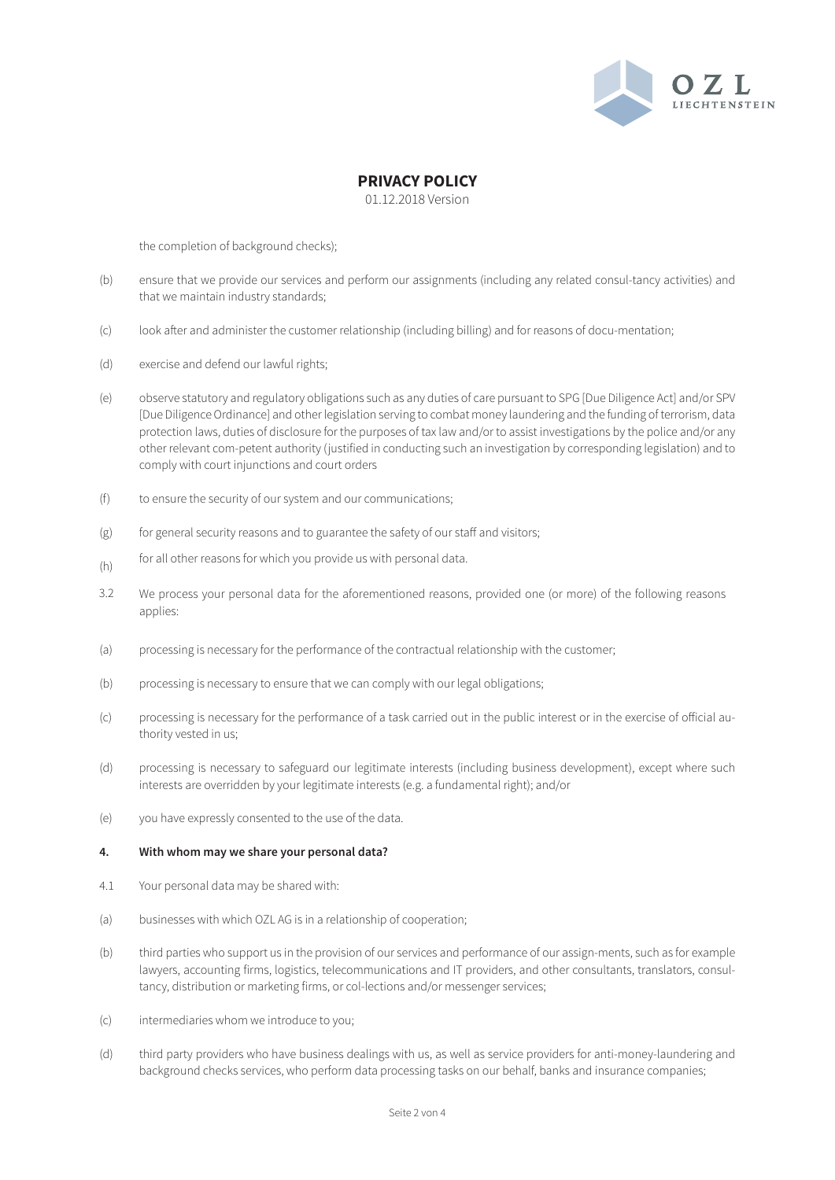the completion of background checks);

(b) ensure that we provide our services and perform our assignments (including any related consul-tancy activities) and that we maintain industry standards;

(c) look after and administer the customer relationship (including billing) and for reasons of docu-mentation;

(d) exercise and defend our lawful rights;

(e) observe statutory and regulatory obligations such as any duties of care pursuant to SPG [Due Diligence Act] and/or SPV [Due Diligence Ordinance] and other legislation serving to combat money laundering and the funding of terrorism, data protection laws, duties of disclosure for the purposes of tax law and/or to assist investigations by the police and/or any other relevant com-petent authority (justified in conducting such an investigation by corresponding legislation) and to comply with court injunctions and court orders

(f) to ensure the security of our system and our communications;

(g) for general security reasons and to guarantee the safety of our staff and visitors;

(h) for all other reasons for which you provide us with personal data.

3.2 We process your personal data for the aforementioned reasons, provided one (or more) of the following reasons applies:

(a) processing is necessary for the performance of the contractual relationship with the customer;

(b) processing is necessary to ensure that we can comply with our legal obligations;

(c) processing is necessary for the performance of a task carried out in the public interest or in the exercise of official authority vested in us;

(d) processing is necessary to safeguard our legitimate interests (including business development), except where such interests are overridden by your legitimate interests (e.g. a fundamental right); and/or

(e) you have expressly consented to the use of the data.

**4. With whom may we share your personal data?**

4.1 Your personal data may be shared with:

(a) businesses with which OZL AG is in a relationship of cooperation;

(b) third parties who support us in the provision of our services and performance of our assign-ments, such as for example lawyers, accounting firms, logistics, telecommunications and IT providers, and other consultants, translators, consultancy, distribution or marketing firms, or col-lections and/or messenger services;

(c) intermediaries whom we introduce to you;

(d) third party providers who have business dealings with us, as well as service providers for anti-money-laundering and background checks services, who perform data processing tasks on our behalf, banks and insurance companies;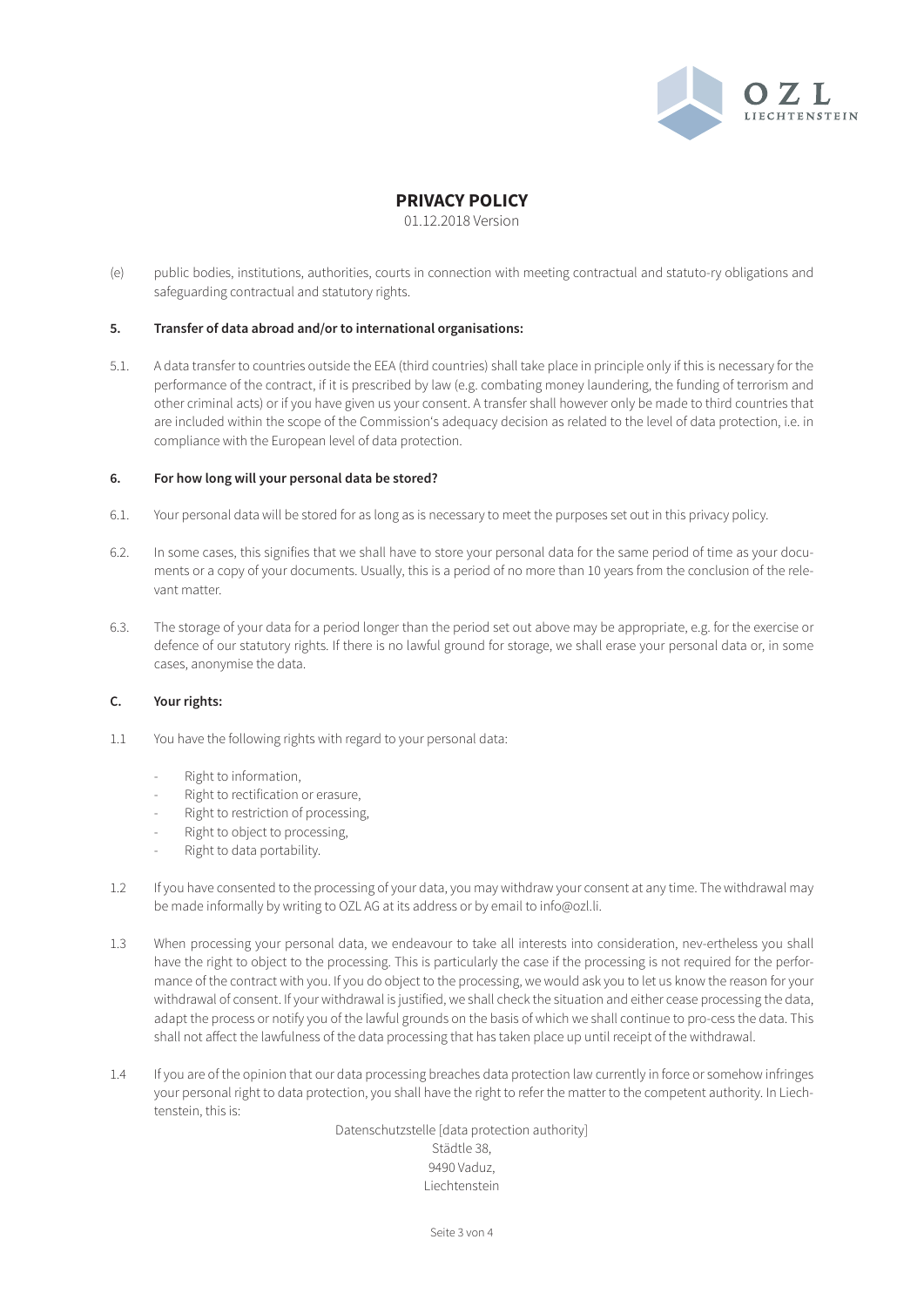(e) public bodies, institutions, authorities, courts in connection with meeting contractual and statuto-ry obligations and safeguarding contractual and statutory rights.

**5. Transfer of data abroad and/or to international organisations:**

5.1. A data transfer to countries outside the EEA (third countries) shall take place in principle only if this is necessary for the performance of the contract, if it is prescribed by law (e.g. combating money laundering, the funding of terrorism and other criminal acts) or if you have given us your consent. A transfer shall however only be made to third countries that are included within the scope of the Commission's adequacy decision as related to the level of data protection, i.e. in compliance with the European level of data protection.

**6. For how long will your personal data be stored?**

6.1. Your personal data will be stored for as long as is necessary to meet the purposes set out in this privacy policy.

6.2. In some cases, this signifies that we shall have to store your personal data for the same period of time as your documents or a copy of your documents. Usually, this is a period of no more than 10 years from the conclusion of the relevant matter.

6.3. The storage of your data for a period longer than the period set out above may be appropriate, e.g. for the exercise or defence of our statutory rights. If there is no lawful ground for storage, we shall erase your personal data or, in some cases, anonymise the data.

**C. Your rights:**

1.1 You have the following rights with regard to your personal data:

- Right to information,
- Right to rectification or erasure,
- Right to restriction of processing,
- Right to object to processing,
- Right to data portability.

1.2 If you have consented to the processing of your data, you may withdraw your consent at any time. The withdrawal may be made informally by writing to OZL AG at its address or by email to info@ozl.li.

1.3 When processing your personal data, we endeavour to take all interests into consideration, nev-ertheless you shall have the right to object to the processing. This is particularly the case if the processing is not required for the performance of the contract with you. If you do object to the processing, we would ask you to let us know the reason for your withdrawal of consent. If your withdrawal is justified, we shall check the situation and either cease processing the data, adapt the process or notify you of the lawful grounds on the basis of which we shall continue to pro-cess the data. This shall not affect the lawfulness of the data processing that has taken place up until receipt of the withdrawal.

1.4 If you are of the opinion that our data processing breaches data protection law currently in force or somehow infringes your personal right to data protection, you shall have the right to refer the matter to the competent authority. In Liechtenstein, this is:

Datenschutzstelle [data protection authority]
Städtle 38,
9490 Vaduz,
Liechtenstein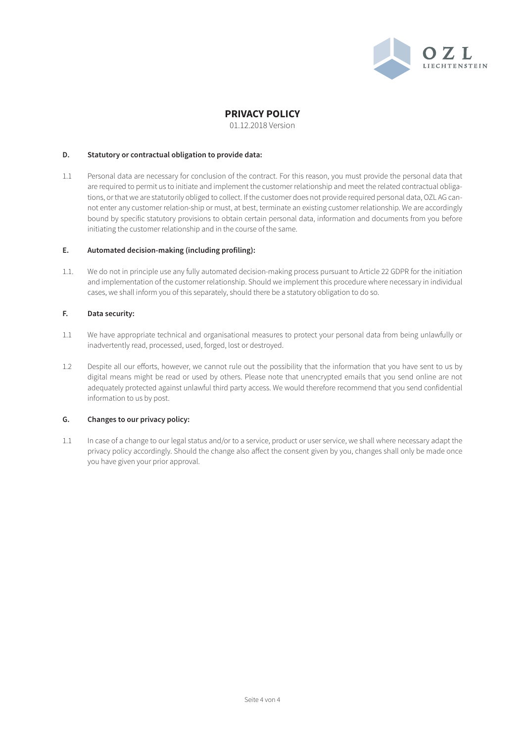# PRIVACY POLICY

01.12.2018 Version

### D. Statutory or contractual obligation to provide data:

1.1 Personal data are necessary for conclusion of the contract. For this reason, you must provide the personal data that are required to permit us to initiate and implement the customer relationship and meet the related contractual obligations, or that we are statutorily obliged to collect. If the customer does not provide required personal data, OZL AG cannot enter any customer relation-ship or must, at best, terminate an existing customer relationship. We are accordingly bound by specific statutory provisions to obtain certain personal data, information and documents from you before initiating the customer relationship and in the course of the same.

### E. Automated decision-making (including profiling):

1.1. We do not in principle use any fully automated decision-making process pursuant to Article 22 GDPR for the initiation and implementation of the customer relationship. Should we implement this procedure where necessary in individual cases, we shall inform you of this separately, should there be a statutory obligation to do so.

### F. Data security:

1.1 We have appropriate technical and organisational measures to protect your personal data from being unlawfully or inadvertently read, processed, used, forged, lost or destroyed.

1.2 Despite all our efforts, however, we cannot rule out the possibility that the information that you have sent to us by digital means might be read or used by others. Please note that unencrypted emails that you send online are not adequately protected against unlawful third party access. We would therefore recommend that you send confidential information to us by post.

### G. Changes to our privacy policy:

1.1 In case of a change to our legal status and/or to a service, product or user service, we shall where necessary adapt the privacy policy accordingly. Should the change also affect the consent given by you, changes shall only be made once you have given your prior approval.